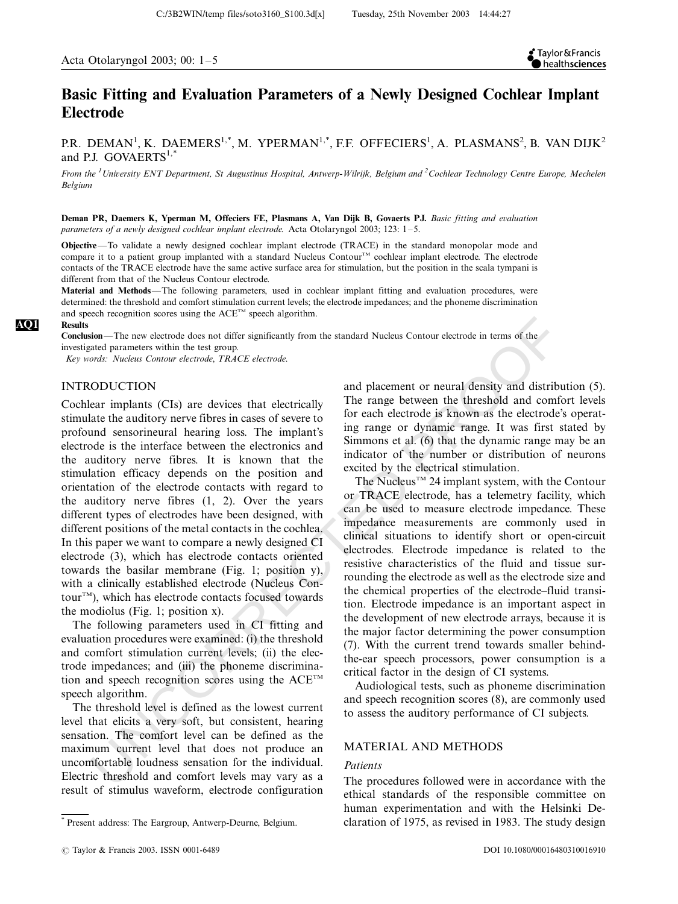# Basic Fitting and Evaluation Parameters of a Newly Designed Cochlear Implant Electrode

P.R. DEMAN[1], K. DAEMERS[1,*], M. YPERMAN[1,*], F.F. OFFECIERS[1], A. PLASMANS[2], B. VAN DIJK[2] and P.J. GOVAERTS[1,*]

*From the [1] University ENT Department, St Augustinus Hospital, Antwerp-Wilrijk, Belgium and [2] Cochlear Technology Centre Europe, Mechelen Belgium*

**Deman PR, Daemers K, Yperman M, Offeciers FE, Plasmans A, Van Dijk B, Govaerts PJ.** *Basic fitting and evaluation parameters of a newly designed cochlear implant electrode.* Acta Otolaryngol 2003; 123: 1–5.

**Objective**—To validate a newly designed cochlear implant electrode (TRACE) in the standard monopolar mode and compare it to a patient group implanted with a standard Nucleus Contour™ cochlear implant electrode. The electrode contacts of the TRACE electrode have the same active surface area for stimulation, but the position in the scala tympani is different from that of the Nucleus Contour electrode.

**Material and Methods**—The following parameters, used in cochlear implant fitting and evaluation procedures, were determined: the threshold and comfort stimulation current levels; the electrode impedances; and the phoneme discrimination and speech recognition scores using the ACE™ speech algorithm.

**Results**

**Conclusion**—The new electrode does not differ significantly from the standard Nucleus Contour electrode in terms of the investigated parameters within the test group.

*Key words: Nucleus Contour electrode, TRACE electrode.*

## INTRODUCTION

Cochlear implants (CIs) are devices that electrically stimulate the auditory nerve fibres in cases of severe to profound sensorineural hearing loss. The implant's electrode is the interface between the electronics and the auditory nerve fibres. It is known that the stimulation efficacy depends on the position and orientation of the electrode contacts with regard to the auditory nerve fibres (1, 2). Over the years different types of electrodes have been designed, with different positions of the metal contacts in the cochlea. In this paper we want to compare a newly designed CI electrode (3), which has electrode contacts oriented towards the basilar membrane (Fig. 1; position y), with a clinically established electrode (Nucleus Contour™), which has electrode contacts focused towards the modiolus (Fig. 1; position x).

The following parameters used in CI fitting and evaluation procedures were examined: (i) the threshold and comfort stimulation current levels; (ii) the electrode impedances; and (iii) the phoneme discrimination and speech recognition scores using the ACE™ speech algorithm.

The threshold level is defined as the lowest current level that elicits a very soft, but consistent, hearing sensation. The comfort level can be defined as the maximum current level that does not produce an uncomfortable loudness sensation for the individual. Electric threshold and comfort levels may vary as a result of stimulus waveform, electrode configuration and placement or neural density and distribution (5). The range between the threshold and comfort levels for each electrode is known as the electrode's operating range or dynamic range. It was first stated by Simmons et al. (6) that the dynamic range may be an indicator of the number or distribution of neurons excited by the electrical stimulation.

The Nucleus™ 24 implant system, with the Contour or TRACE electrode, has a telemetry facility, which can be used to measure electrode impedance. These impedance measurements are commonly used in clinical situations to identify short or open-circuit electrodes. Electrode impedance is related to the resistive characteristics of the fluid and tissue surrounding the electrode as well as the electrode size and the chemical properties of the electrode–fluid transition. Electrode impedance is an important aspect in the development of new electrode arrays, because it is the major factor determining the power consumption (7). With the current trend towards smaller behind-the-ear speech processors, power consumption is a critical factor in the design of CI systems.

Audiological tests, such as phoneme discrimination and speech recognition scores (8), are commonly used to assess the auditory performance of CI subjects.

## MATERIAL AND METHODS

### Patients

The procedures followed were in accordance with the ethical standards of the responsible committee on human experimentation and with the Helsinki Declaration of 1975, as revised in 1983. The study design

* Present address: The Eargroup, Antwerp-Deurne, Belgium.

© Taylor & Francis 2003. ISSN 0001-6489 DOI 10.1080/00016480310016910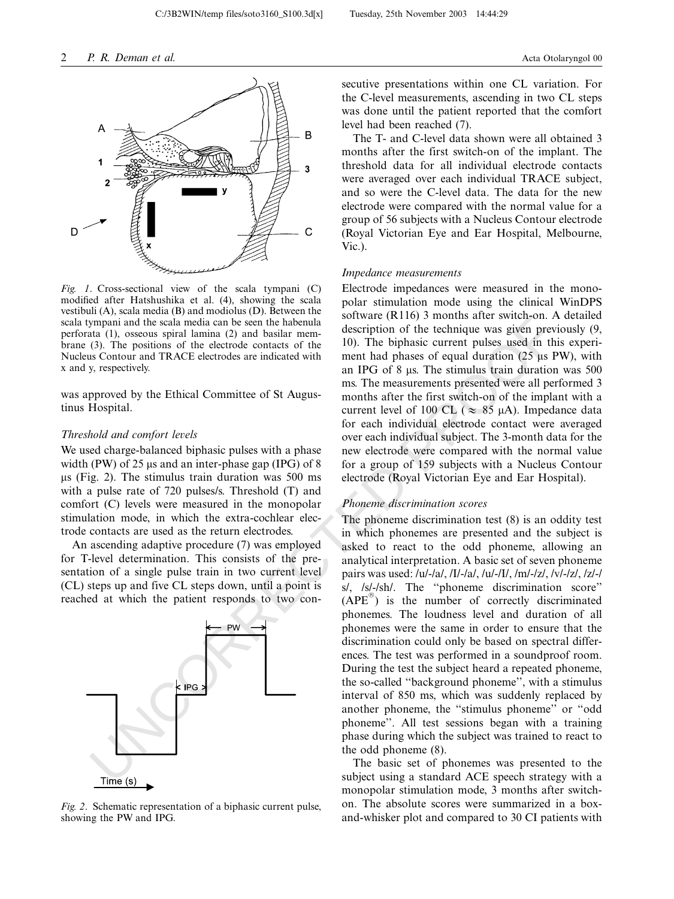*Fig. 1*. Cross-sectional view of the scala tympani (C) modified after Hatshushika et al. (4), showing the scala vestibuli (A), scala media (B) and modiolus (D). Between the scala tympani and the scala media can be seen the habenula perforata (1), osseous spiral lamina (2) and basilar membrane (3). The positions of the electrode contacts of the Nucleus Contour and TRACE electrodes are indicated with x and y, respectively.

was approved by the Ethical Committee of St Augustinus Hospital.

### *Threshold and comfort levels*

We used charge-balanced biphasic pulses with a phase width (PW) of 25 μs and an inter-phase gap (IPG) of 8 μs (Fig. 2). The stimulus train duration was 500 ms with a pulse rate of 720 pulses/s. Threshold (T) and comfort (C) levels were measured in the monopolar stimulation mode, in which the extra-cochlear electrode contacts are used as the return electrodes.

An ascending adaptive procedure (7) was employed for T-level determination. This consists of the presentation of a single pulse train in two current level (CL) steps up and five CL steps down, until a point is reached at which the patient responds to two consecutive presentations within one CL variation. For the C-level measurements, ascending in two CL steps was done until the patient reported that the comfort level had been reached (7).

*Fig. 2*. Schematic representation of a biphasic current pulse, showing the PW and IPG.

The T- and C-level data shown were all obtained 3 months after the first switch-on of the implant. The threshold data for all individual electrode contacts were averaged over each individual TRACE subject, and so were the C-level data. The data for the new electrode were compared with the normal value for a group of 56 subjects with a Nucleus Contour electrode (Royal Victorian Eye and Ear Hospital, Melbourne, Vic.).

### *Impedance measurements*

Electrode impedances were measured in the monopolar stimulation mode using the clinical WinDPS software (R116) 3 months after switch-on. A detailed description of the technique was given previously (9, 10). The biphasic current pulses used in this experiment had phases of equal duration (25 μs PW), with an IPG of 8 μs. The stimulus train duration was 500 ms. The measurements presented were all performed 3 months after the first switch-on of the implant with a current level of 100 CL ($\approx$ 85 μA). Impedance data for each individual electrode contact were averaged over each individual subject. The 3-month data for the new electrode were compared with the normal value for a group of 159 subjects with a Nucleus Contour electrode (Royal Victorian Eye and Ear Hospital).

### *Phoneme discrimination scores*

The phoneme discrimination test (8) is an oddity test in which phonemes are presented and the subject is asked to react to the odd phoneme, allowing an analytical interpretation. A basic set of seven phoneme pairs was used: /u/-/a/, /I/-/a/, /u/-/I/, /m/-/z/, /v/-/z/, /z/-/s/, /s/-/sh/. The "phoneme discrimination score" (APE®) is the number of correctly discriminated phonemes. The loudness level and duration of all phonemes were the same in order to ensure that the discrimination could only be based on spectral differences. The test was performed in a soundproof room. During the test the subject heard a repeated phoneme, the so-called "background phoneme", with a stimulus interval of 850 ms, which was suddenly replaced by another phoneme, the "stimulus phoneme" or "odd phoneme". All test sessions began with a training phase during which the subject was trained to react to the odd phoneme (8).

The basic set of phonemes was presented to the subject using a standard ACE speech strategy with a monopolar stimulation mode, 3 months after switch-on. The absolute scores were summarized in a box-and-whisker plot and compared to 30 CI patients with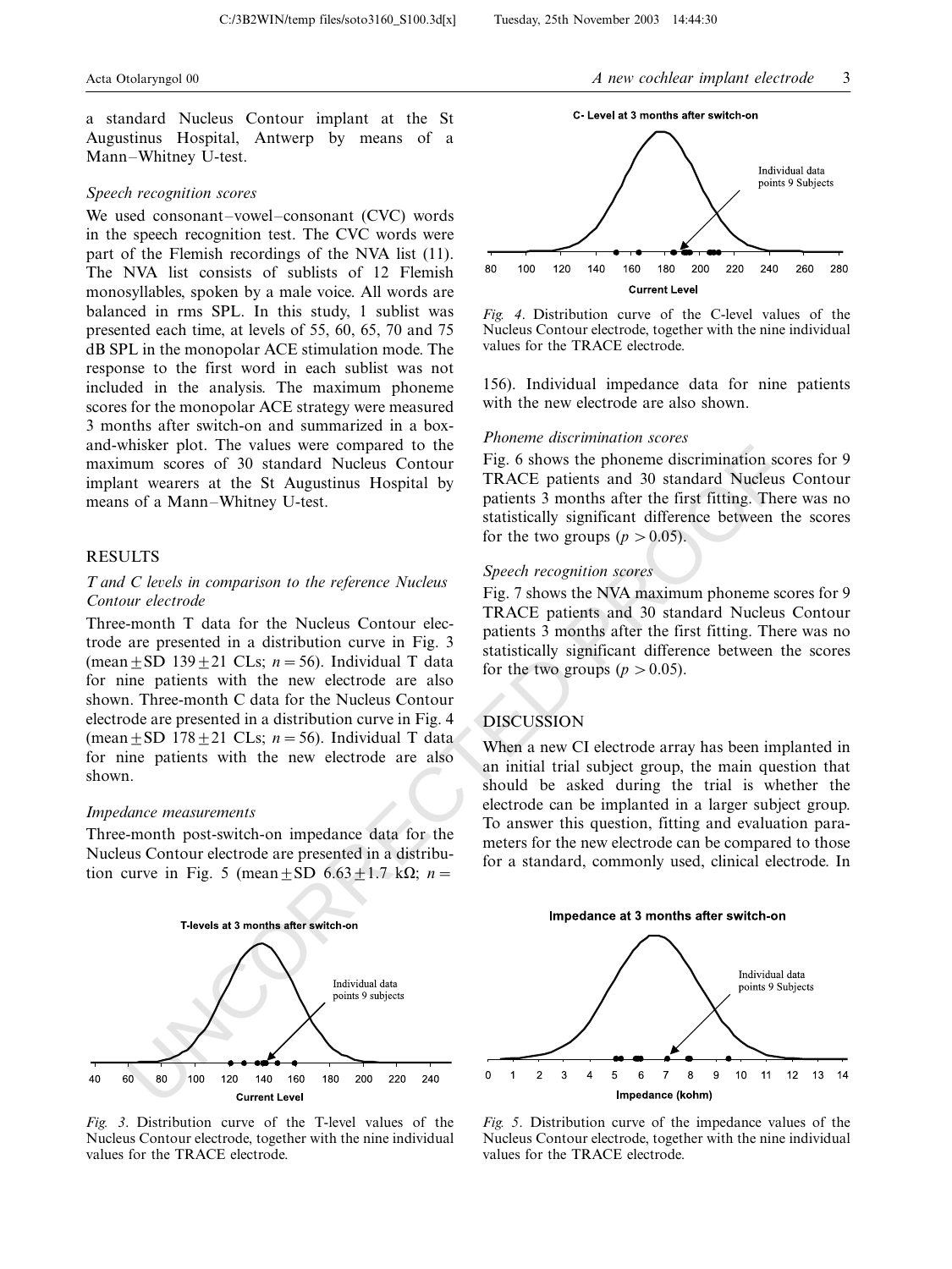a standard Nucleus Contour implant at the St Augustinus Hospital, Antwerp by means of a Mann–Whitney U-test.

*Speech recognition scores*

We used consonant–vowel–consonant (CVC) words in the speech recognition test. The CVC words were part of the Flemish recordings of the NVA list (11). The NVA list consists of sublists of 12 Flemish monosyllables, spoken by a male voice. All words are balanced in rms SPL. In this study, 1 sublist was presented each time, at levels of 55, 60, 65, 70 and 75 dB SPL in the monopolar ACE stimulation mode. The response to the first word in each sublist was not included in the analysis. The maximum phoneme scores for the monopolar ACE strategy were measured 3 months after switch-on and summarized in a box-and-whisker plot. The values were compared to the maximum scores of 30 standard Nucleus Contour implant wearers at the St Augustinus Hospital by means of a Mann–Whitney U-test.

## RESULTS

*T and C levels in comparison to the reference Nucleus Contour electrode*

Three-month T data for the Nucleus Contour electrode are presented in a distribution curve in Fig. 3 (mean ± SD 139 ± 21 CLs; $n = 56$). Individual T data for nine patients with the new electrode are also shown. Three-month C data for the Nucleus Contour electrode are presented in a distribution curve in Fig. 4 (mean ± SD 178 ± 21 CLs; $n = 56$). Individual T data for nine patients with the new electrode are also shown.

*Impedance measurements*

Three-month post-switch-on impedance data for the Nucleus Contour electrode are presented in a distribution curve in Fig. 5 (mean ± SD 6.63 ± 1.7 kΩ; $n =$ 156). Individual impedance data for nine patients with the new electrode are also shown.

*Fig. 4*. Distribution curve of the C-level values of the Nucleus Contour electrode, together with the nine individual values for the TRACE electrode.

*Phoneme discrimination scores*

Fig. 6 shows the phoneme discrimination scores for 9 TRACE patients and 30 standard Nucleus Contour patients 3 months after the first fitting. There was no statistically significant difference between the scores for the two groups ($p > 0.05$).

*Speech recognition scores*

Fig. 7 shows the NVA maximum phoneme scores for 9 TRACE patients and 30 standard Nucleus Contour patients 3 months after the first fitting. There was no statistically significant difference between the scores for the two groups ($p > 0.05$).

## DISCUSSION

When a new CI electrode array has been implanted in an initial trial subject group, the main question that should be asked during the trial is whether the electrode can be implanted in a larger subject group. To answer this question, fitting and evaluation parameters for the new electrode can be compared to those for a standard, commonly used, clinical electrode. In

*Fig. 3*. Distribution curve of the T-level values of the Nucleus Contour electrode, together with the nine individual values for the TRACE electrode.

*Fig. 5*. Distribution curve of the impedance values of the Nucleus Contour electrode, together with the nine individual values for the TRACE electrode.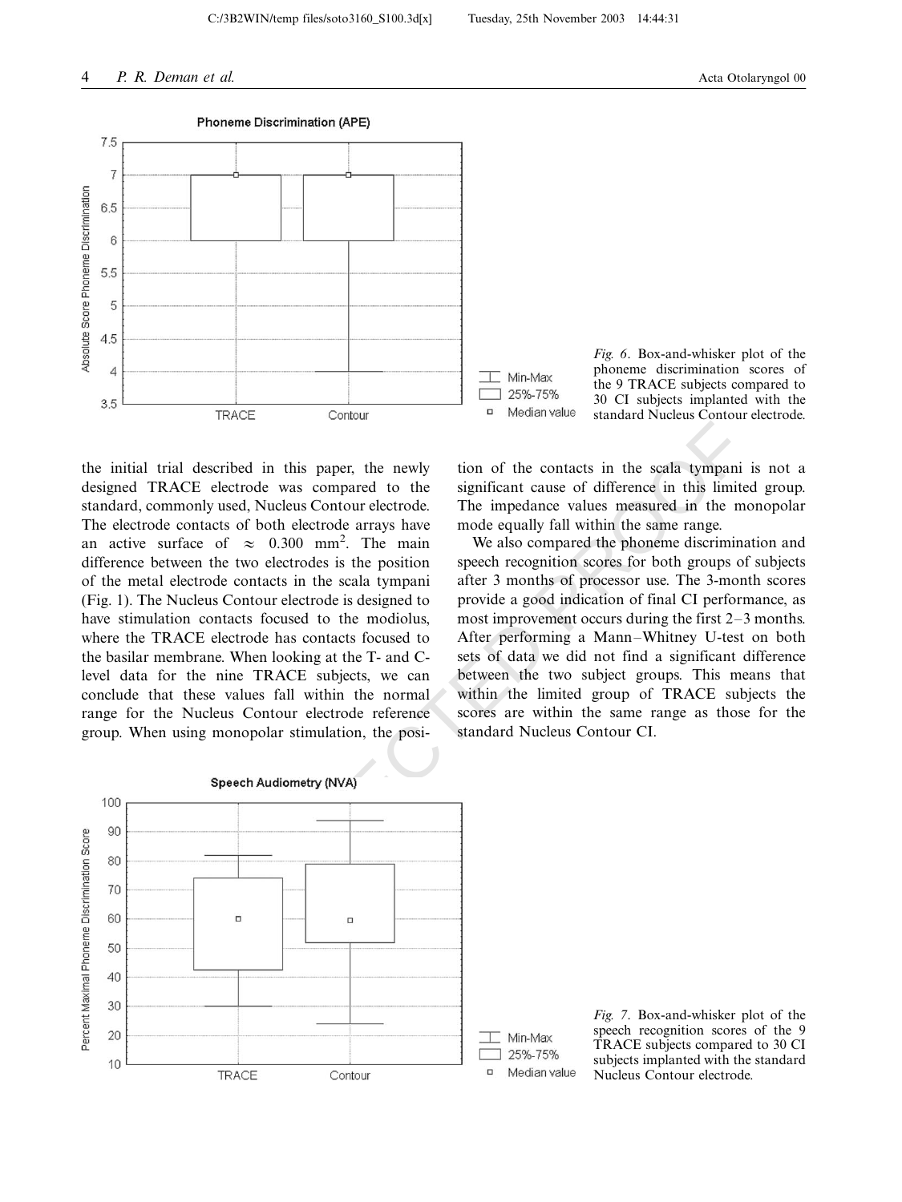*Fig. 6*. Box-and-whisker plot of the phoneme discrimination scores of the 9 TRACE subjects compared to 30 CI subjects implanted with the standard Nucleus Contour electrode.

the initial trial described in this paper, the newly designed TRACE electrode was compared to the standard, commonly used, Nucleus Contour electrode. The electrode contacts of both electrode arrays have an active surface of $\approx$ 0.300 mm$^2$. The main difference between the two electrodes is the position of the metal electrode contacts in the scala tympani (Fig. 1). The Nucleus Contour electrode is designed to have stimulation contacts focused to the modiolus, where the TRACE electrode has contacts focused to the basilar membrane. When looking at the T- and C-level data for the nine TRACE subjects, we can conclude that these values fall within the normal range for the Nucleus Contour electrode reference group. When using monopolar stimulation, the position of the contacts in the scala tympani is not a significant cause of difference in this limited group. The impedance values measured in the monopolar mode equally fall within the same range.

We also compared the phoneme discrimination and speech recognition scores for both groups of subjects after 3 months of processor use. The 3-month scores provide a good indication of final CI performance, as most improvement occurs during the first 2–3 months. After performing a Mann–Whitney U-test on both sets of data we did not find a significant difference between the two subject groups. This means that within the limited group of TRACE subjects the scores are within the same range as those for the standard Nucleus Contour CI.

*Fig. 7*. Box-and-whisker plot of the speech recognition scores of the 9 TRACE subjects compared to 30 CI subjects implanted with the standard Nucleus Contour electrode.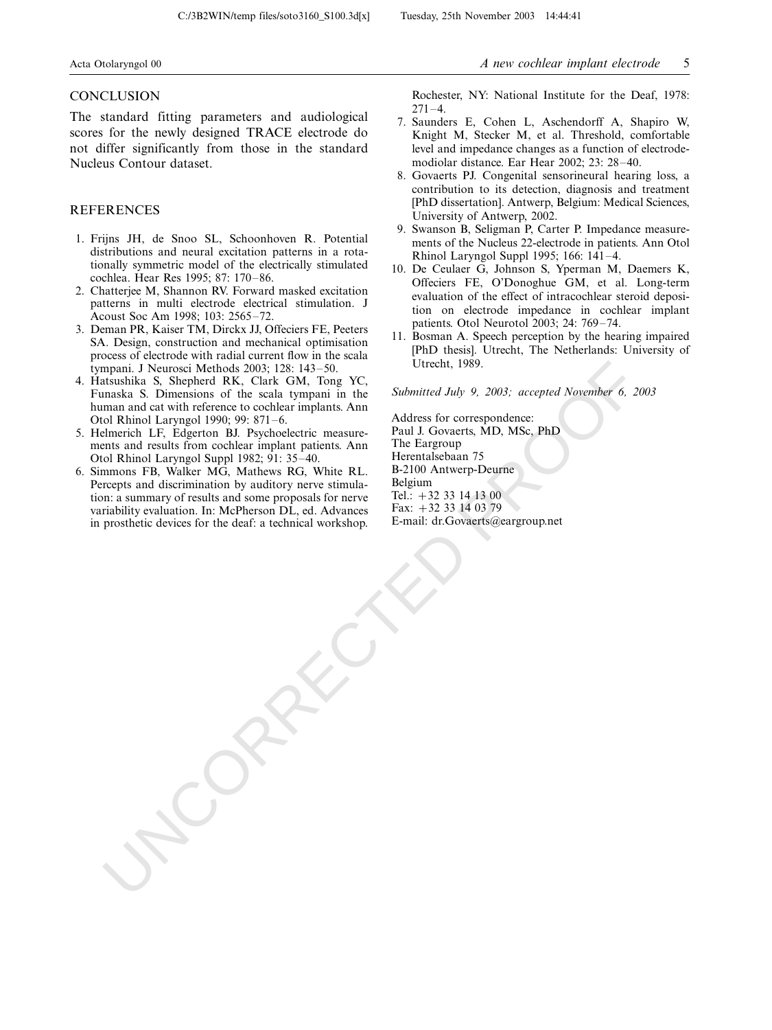## CONCLUSION

The standard fitting parameters and audiological scores for the newly designed TRACE electrode do not differ significantly from those in the standard Nucleus Contour dataset.

## REFERENCES

1. Frijns JH, de Snoo SL, Schoonhoven R. Potential distributions and neural excitation patterns in a rotationally symmetric model of the electrically stimulated cochlea. Hear Res 1995; 87: 170–86.
2. Chatterjee M, Shannon RV. Forward masked excitation patterns in multi electrode electrical stimulation. J Acoust Soc Am 1998; 103: 2565–72.
3. Deman PR, Kaiser TM, Dirckx JJ, Offeciers FE, Peeters SA. Design, construction and mechanical optimisation process of electrode with radial current flow in the scala tympani. J Neurosci Methods 2003; 128: 143–50.
4. Hatsushika S, Shepherd RK, Clark GM, Tong YC, Funaska S. Dimensions of the scala tympani in the human and cat with reference to cochlear implants. Ann Otol Rhinol Laryngol 1990; 99: 871–6.
5. Helmerich LF, Edgerton BJ. Psychoelectric measurements and results from cochlear implant patients. Ann Otol Rhinol Laryngol Suppl 1982; 91: 35–40.
6. Simmons FB, Walker MG, Mathews RG, White RL. Percepts and discrimination by auditory nerve stimulation: a summary of results and some proposals for nerve variability evaluation. In: McPherson DL, ed. Advances in prosthetic devices for the deaf: a technical workshop. Rochester, NY: National Institute for the Deaf, 1978: 271–4.
7. Saunders E, Cohen L, Aschendorff A, Shapiro W, Knight M, Stecker M, et al. Threshold, comfortable level and impedance changes as a function of electrode-modiolar distance. Ear Hear 2002; 23: 28–40.
8. Govaerts PJ. Congenital sensorineural hearing loss, a contribution to its detection, diagnosis and treatment [PhD dissertation]. Antwerp, Belgium: Medical Sciences, University of Antwerp, 2002.
9. Swanson B, Seligman P, Carter P. Impedance measurements of the Nucleus 22-electrode in patients. Ann Otol Rhinol Laryngol Suppl 1995; 166: 141–4.
10. De Ceulaer G, Johnson S, Yperman M, Daemers K, Offeciers FE, O'Donoghue GM, et al. Long-term evaluation of the effect of intracochlear steroid deposition on electrode impedance in cochlear implant patients. Otol Neurotol 2003; 24: 769–74.
11. Bosman A. Speech perception by the hearing impaired [PhD thesis]. Utrecht, The Netherlands: University of Utrecht, 1989.

*Submitted July 9, 2003; accepted November 6, 2003*

Address for correspondence:
Paul J. Govaerts, MD, MSc, PhD
The Eargroup
Herentalsebaan 75
B-2100 Antwerp-Deurne
Belgium
Tel.: +32 33 14 13 00
Fax: +32 33 14 03 79
E-mail: dr.Govaerts@eargroup.net